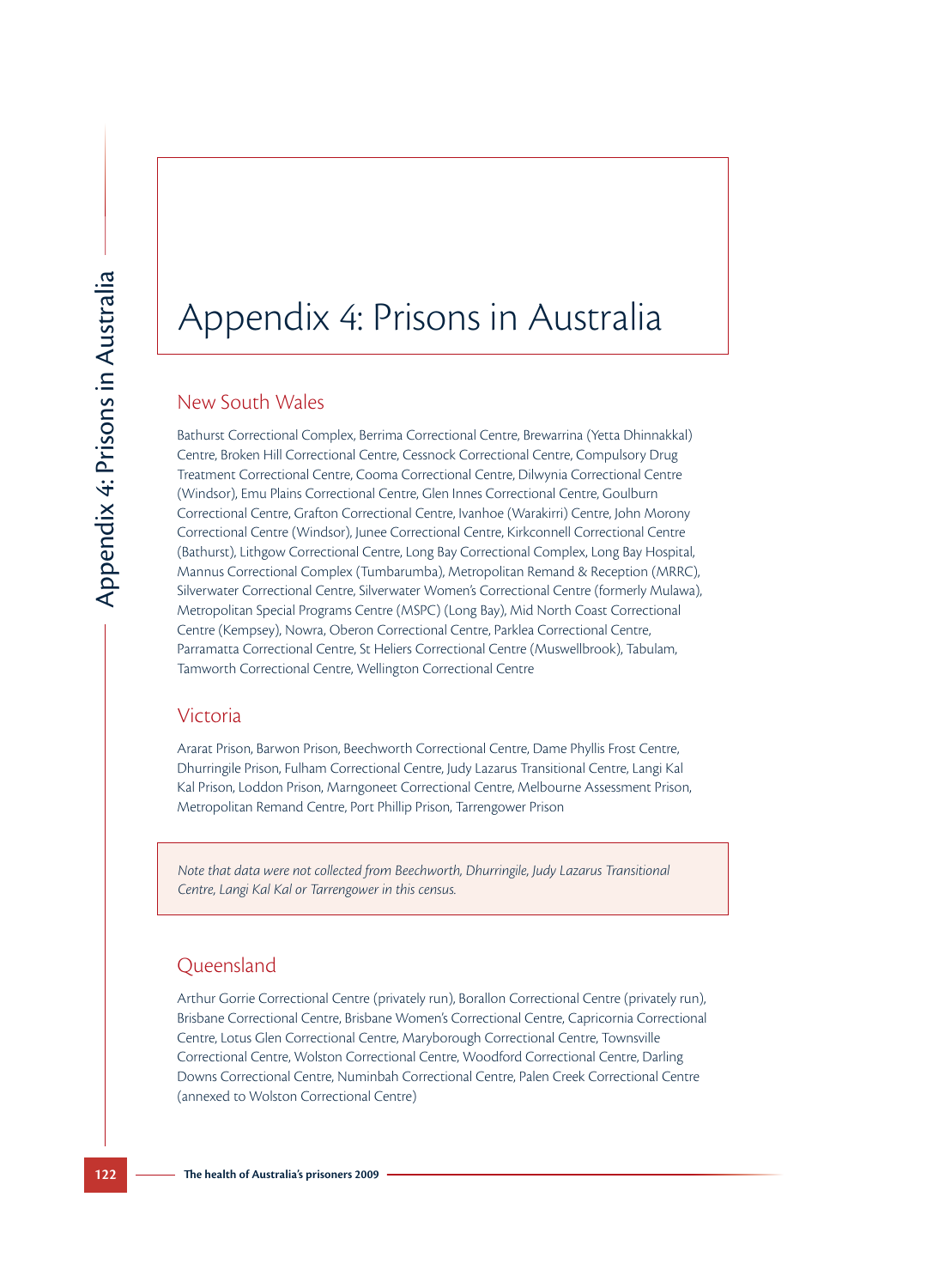# Appendix 4: Prisons in Australia

## New South Wales

Bathurst Correctional Complex, Berrima Correctional Centre, Brewarrina (Yetta Dhinnakkal) Centre, Broken Hill Correctional Centre, Cessnock Correctional Centre, Compulsory Drug Treatment Correctional Centre, Cooma Correctional Centre, Dilwynia Correctional Centre (Windsor), Emu Plains Correctional Centre, Glen Innes Correctional Centre, Goulburn Correctional Centre, Grafton Correctional Centre, Ivanhoe (Warakirri) Centre, John Morony Correctional Centre (Windsor), Junee Correctional Centre, Kirkconnell Correctional Centre (Bathurst), Lithgow Correctional Centre, Long Bay Correctional Complex, Long Bay Hospital, Mannus Correctional Complex (Tumbarumba), Metropolitan Remand & Reception (MRRC), Silverwater Correctional Centre, Silverwater Women's Correctional Centre (formerly Mulawa), Metropolitan Special Programs Centre (MSPC) (Long Bay), Mid North Coast Correctional Centre (Kempsey), Nowra, Oberon Correctional Centre, Parklea Correctional Centre, Parramatta Correctional Centre, St Heliers Correctional Centre (Muswellbrook), Tabulam, Tamworth Correctional Centre, Wellington Correctional Centre

## Victoria

Ararat Prison, Barwon Prison, Beechworth Correctional Centre, Dame Phyllis Frost Centre, Dhurringile Prison, Fulham Correctional Centre, Judy Lazarus Transitional Centre, Langi Kal Kal Prison, Loddon Prison, Marngoneet Correctional Centre, Melbourne Assessment Prison, Metropolitan Remand Centre, Port Phillip Prison, Tarrengower Prison

*Note that data were not collected from Beechworth, Dhurringile, Judy Lazarus Transitional Centre, Langi Kal Kal or Tarrengower in this census.*

## Queensland

Arthur Gorrie Correctional Centre (privately run), Borallon Correctional Centre (privately run), Brisbane Correctional Centre, Brisbane Women's Correctional Centre, Capricornia Correctional Centre, Lotus Glen Correctional Centre, Maryborough Correctional Centre, Townsville Correctional Centre, Wolston Correctional Centre, Woodford Correctional Centre, Darling Downs Correctional Centre, Numinbah Correctional Centre, Palen Creek Correctional Centre (annexed to Wolston Correctional Centre)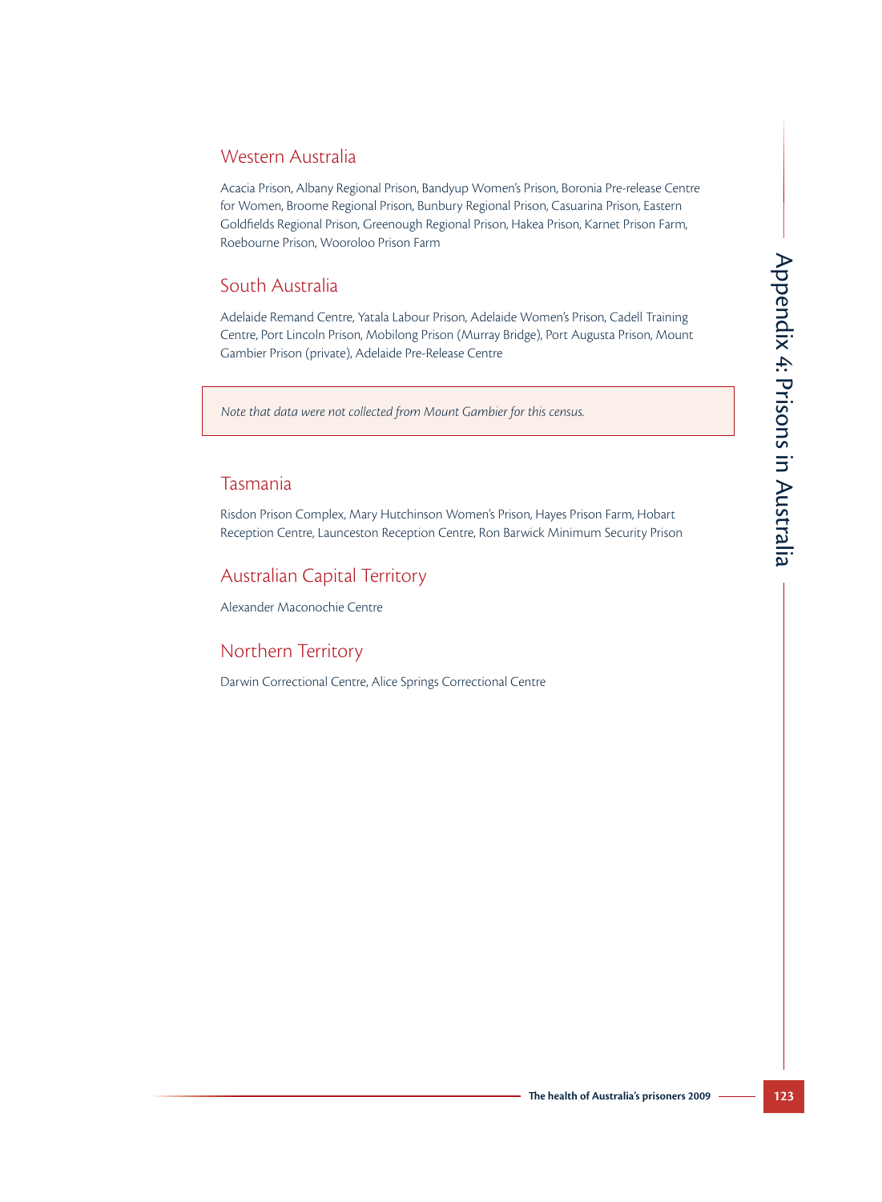## Western Australia

Acacia Prison, Albany Regional Prison, Bandyup Women's Prison, Boronia Pre-release Centre for Women, Broome Regional Prison, Bunbury Regional Prison, Casuarina Prison, Eastern Goldfields Regional Prison, Greenough Regional Prison, Hakea Prison, Karnet Prison Farm, Roebourne Prison, Wooroloo Prison Farm

## South Australia

Adelaide Remand Centre, Yatala Labour Prison, Adelaide Women's Prison, Cadell Training Centre, Port Lincoln Prison, Mobilong Prison (Murray Bridge), Port Augusta Prison, Mount Gambier Prison (private), Adelaide Pre-Release Centre

*Note that data were not collected from Mount Gambier for this census.*

## Tasmania

Risdon Prison Complex, Mary Hutchinson Women's Prison, Hayes Prison Farm, Hobart Reception Centre, Launceston Reception Centre, Ron Barwick Minimum Security Prison

## Australian Capital Territory

Alexander Maconochie Centre

## Northern Territory

Darwin Correctional Centre, Alice Springs Correctional Centre